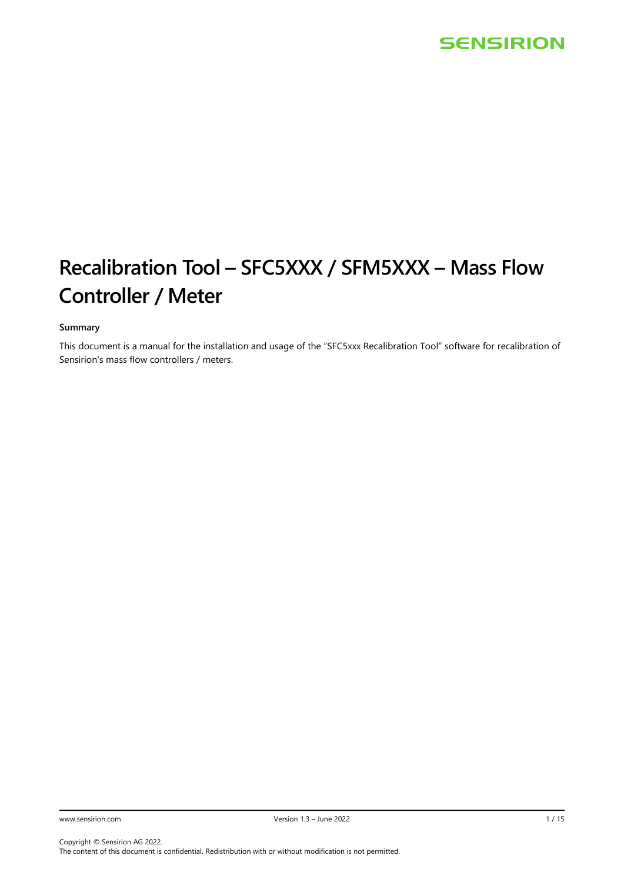# Recalibration Tool – SFC5XXX / SFM5XXX – Mass Flow Controller / Meter

**Summary**

This document is a manual for the installation and usage of the "SFC5xxx Recalibration Tool" software for recalibration of Sensirion's mass flow controllers / meters.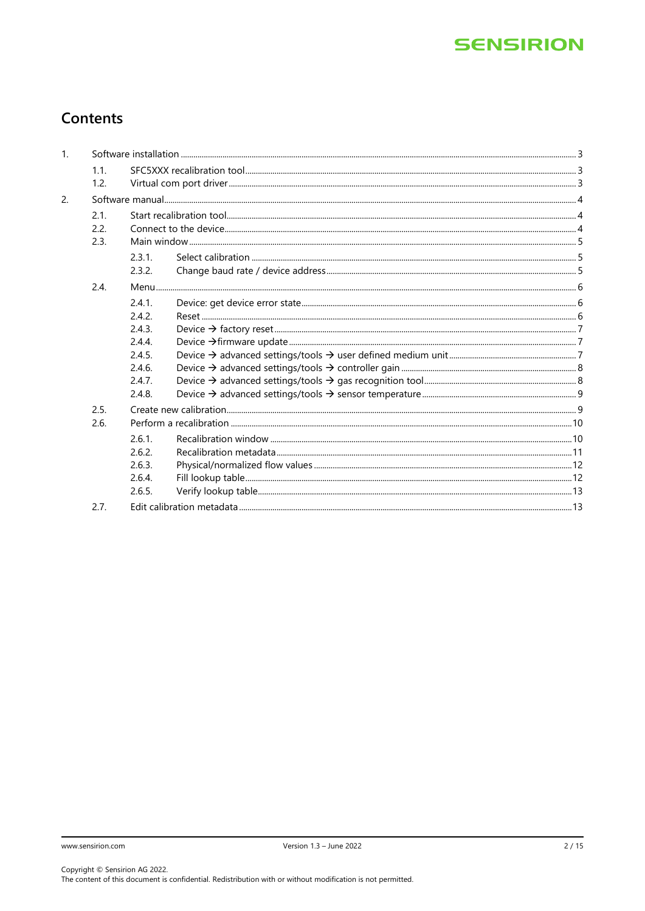# Contents

1. Software installation ... 3
   1.1. SFC5XXX recalibration tool ... 3
   1.2. Virtual com port driver ... 3
2. Software manual ... 4
   2.1. Start recalibration tool ... 4
   2.2. Connect to the device ... 4
   2.3. Main window ... 5
      2.3.1. Select calibration ... 5
      2.3.2. Change baud rate / device address ... 5
   2.4. Menu ... 6
      2.4.1. Device: get device error state ... 6
      2.4.2. Reset ... 6
      2.4.3. Device → factory reset ... 7
      2.4.4. Device →firmware update ... 7
      2.4.5. Device → advanced settings/tools → user defined medium unit ... 7
      2.4.6. Device → advanced settings/tools → controller gain ... 8
      2.4.7. Device → advanced settings/tools → gas recognition tool ... 8
      2.4.8. Device → advanced settings/tools → sensor temperature ... 9
   2.5. Create new calibration ... 9
   2.6. Perform a recalibration ... 10
      2.6.1. Recalibration window ... 10
      2.6.2. Recalibration metadata ... 11
      2.6.3. Physical/normalized flow values ... 12
      2.6.4. Fill lookup table ... 12
      2.6.5. Verify lookup table ... 13
   2.7. Edit calibration metadata ... 13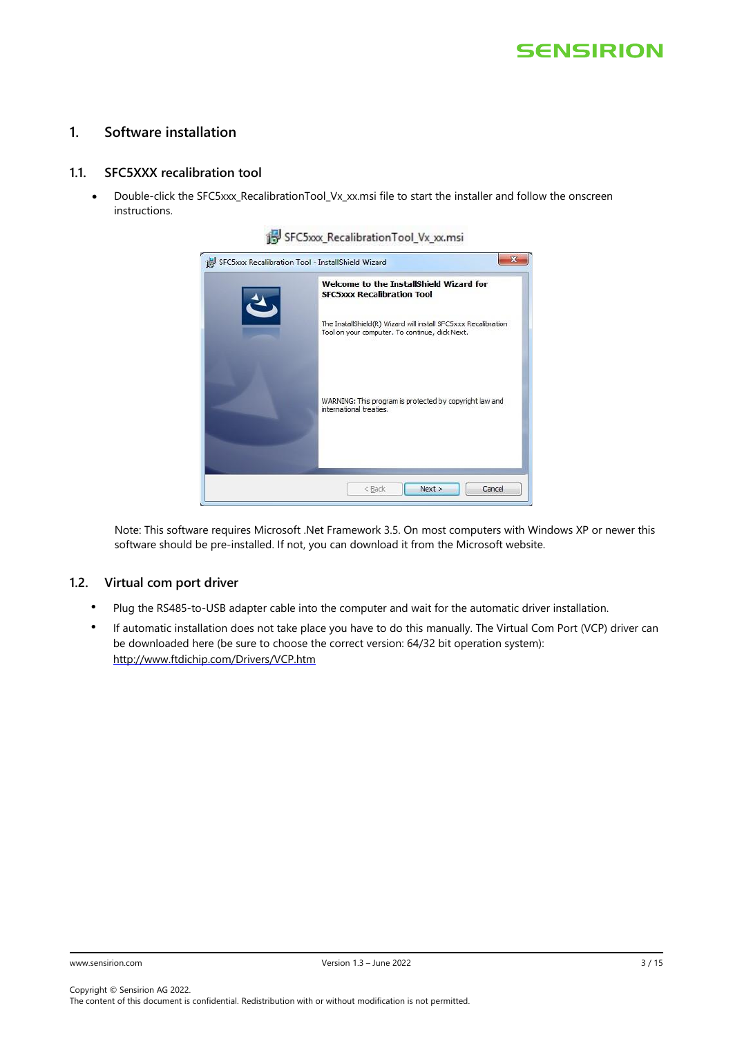# 1. Software installation

## 1.1. SFC5XXX recalibration tool

- Double-click the SFC5xxx_RecalibrationTool_Vx_xx.msi file to start the installer and follow the onscreen instructions.

Note: This software requires Microsoft .Net Framework 3.5. On most computers with Windows XP or newer this software should be pre-installed. If not, you can download it from the Microsoft website.

## 1.2. Virtual com port driver

- Plug the RS485-to-USB adapter cable into the computer and wait for the automatic driver installation.
- If automatic installation does not take place you have to do this manually. The Virtual Com Port (VCP) driver can be downloaded here (be sure to choose the correct version: 64/32 bit operation system): http://www.ftdichip.com/Drivers/VCP.htm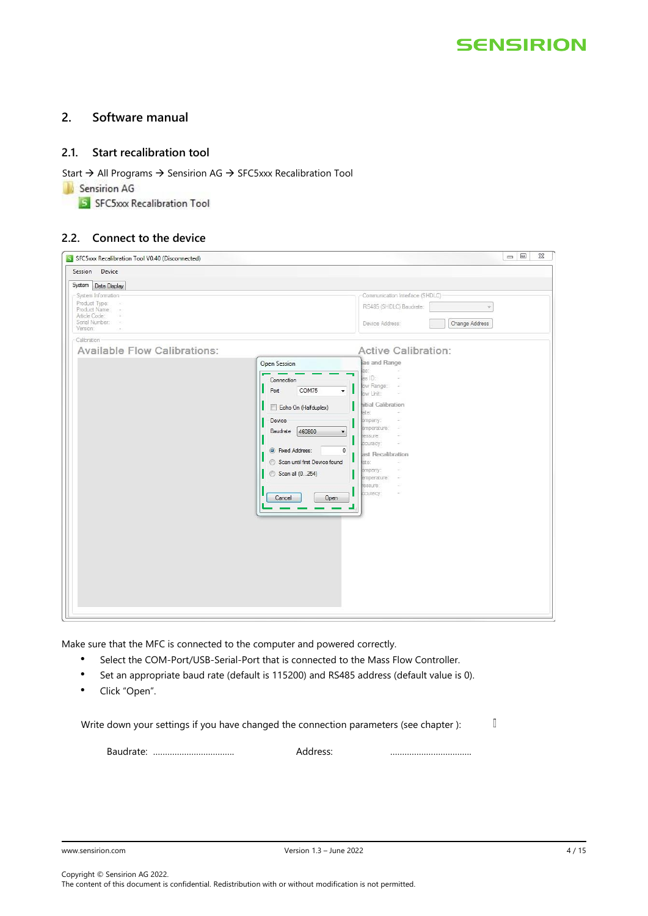## 2. Software manual

### 2.1. Start recalibration tool

Start → All Programs → Sensirion AG → SFC5xxx Recalibration Tool

Sensirion AG

SFC5xxx Recalibration Tool

### 2.2. Connect to the device

Make sure that the MFC is connected to the computer and powered correctly.

- Select the COM-Port/USB-Serial-Port that is connected to the Mass Flow Controller.
- Set an appropriate baud rate (default is 115200) and RS485 address (default value is 0).
- Click "Open".

Write down your settings if you have changed the connection parameters (see chapter ):

Baudrate: ................................ Address: ................................

Copyright © Sensirion AG 2022.
The content of this document is confidential. Redistribution with or without modification is not permitted.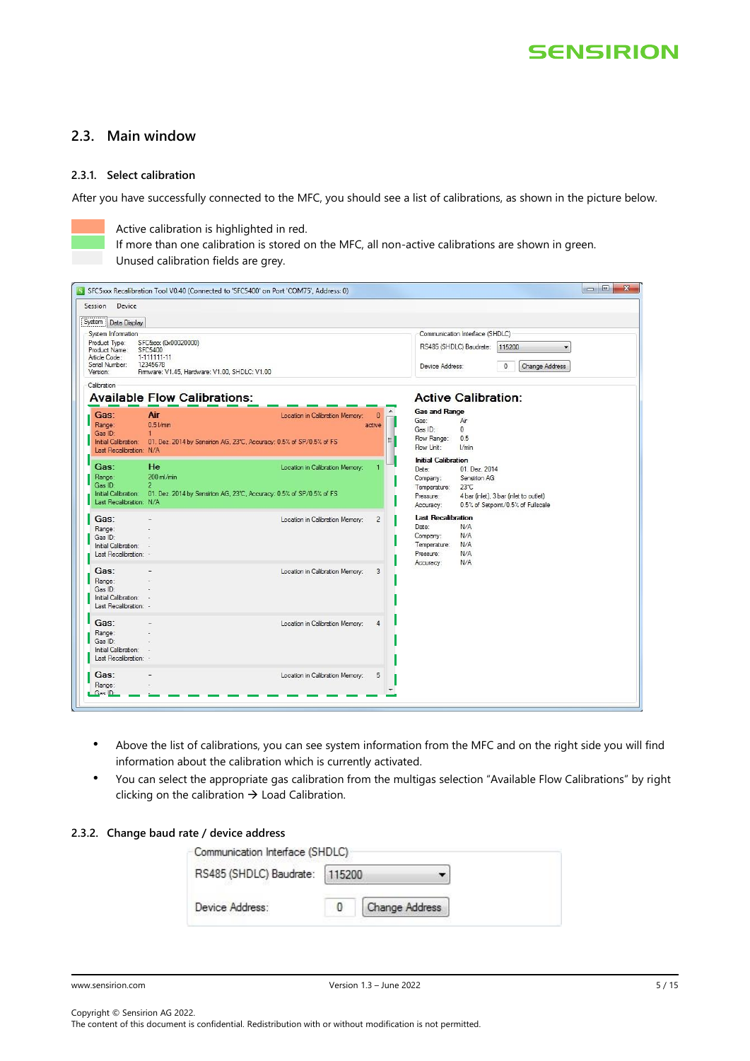## 2.3. Main window

### 2.3.1. Select calibration

After you have successfully connected to the MFC, you should see a list of calibrations, as shown in the picture below.

Active calibration is highlighted in red.
If more than one calibration is stored on the MFC, all non-active calibrations are shown in green.
Unused calibration fields are grey.

- Above the list of calibrations, you can see system information from the MFC and on the right side you will find information about the calibration which is currently activated.
- You can select the appropriate gas calibration from the multigas selection "Available Flow Calibrations" by right clicking on the calibration → Load Calibration.

### 2.3.2. Change baud rate / device address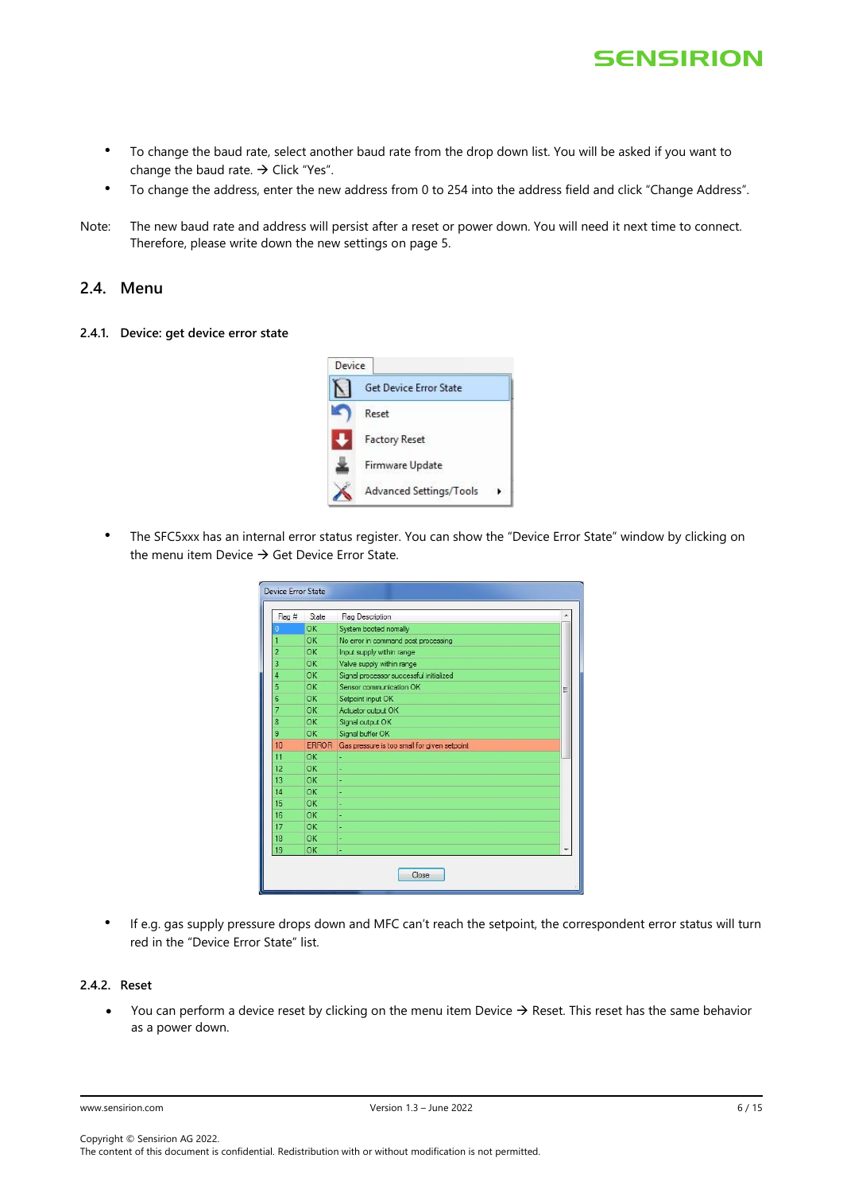- To change the baud rate, select another baud rate from the drop down list. You will be asked if you want to change the baud rate. → Click "Yes".
- To change the address, enter the new address from 0 to 254 into the address field and click "Change Address".

Note: The new baud rate and address will persist after a reset or power down. You will need it next time to connect. Therefore, please write down the new settings on page 5.

## 2.4. Menu

### 2.4.1. Device: get device error state

- The SFC5xxx has an internal error status register. You can show the "Device Error State" window by clicking on the menu item Device → Get Device Error State.

- If e.g. gas supply pressure drops down and MFC can't reach the setpoint, the correspondent error status will turn red in the "Device Error State" list.

### 2.4.2. Reset

- You can perform a device reset by clicking on the menu item Device → Reset. This reset has the same behavior as a power down.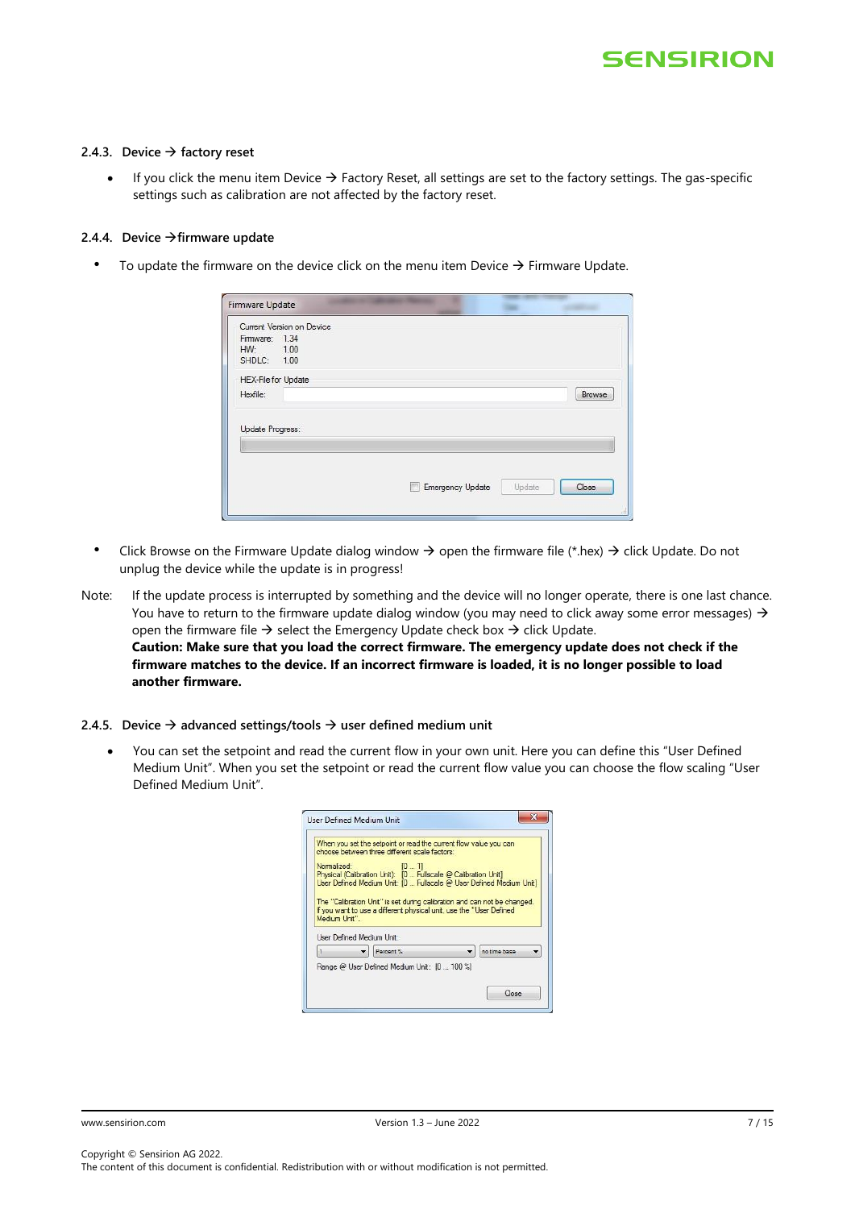### 2.4.3. Device → factory reset

- If you click the menu item Device → Factory Reset, all settings are set to the factory settings. The gas-specific settings such as calibration are not affected by the factory reset.

### 2.4.4. Device → firmware update

- To update the firmware on the device click on the menu item Device → Firmware Update.

- Click Browse on the Firmware Update dialog window → open the firmware file (*.hex) → click Update. Do not unplug the device while the update is in progress!

Note: If the update process is interrupted by something and the device will no longer operate, there is one last chance. You have to return to the firmware update dialog window (you may need to click away some error messages) → open the firmware file → select the Emergency Update check box → click Update.
**Caution: Make sure that you load the correct firmware. The emergency update does not check if the firmware matches to the device. If an incorrect firmware is loaded, it is no longer possible to load another firmware.**

### 2.4.5. Device → advanced settings/tools → user defined medium unit

- You can set the setpoint and read the current flow in your own unit. Here you can define this "User Defined Medium Unit". When you set the setpoint or read the current flow value you can choose the flow scaling "User Defined Medium Unit".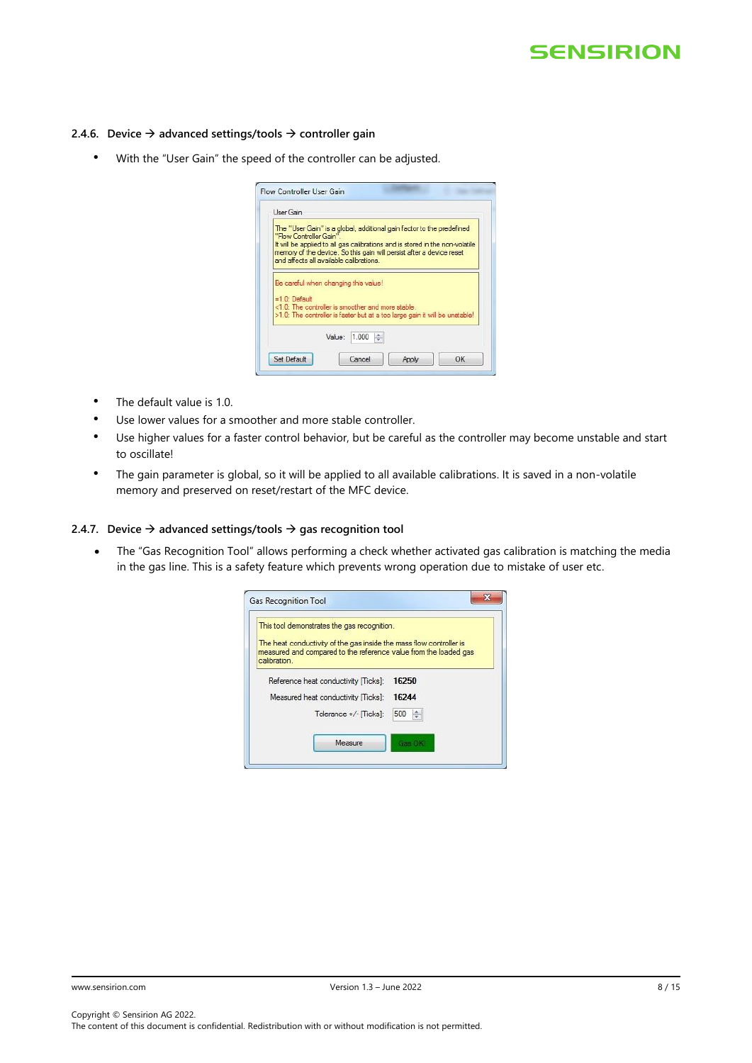### 2.4.6. Device → advanced settings/tools → controller gain

- With the "User Gain" the speed of the controller can be adjusted.

- The default value is 1.0.
- Use lower values for a smoother and more stable controller.
- Use higher values for a faster control behavior, but be careful as the controller may become unstable and start to oscillate!
- The gain parameter is global, so it will be applied to all available calibrations. It is saved in a non-volatile memory and preserved on reset/restart of the MFC device.

### 2.4.7. Device → advanced settings/tools → gas recognition tool

- The "Gas Recognition Tool" allows performing a check whether activated gas calibration is matching the media in the gas line. This is a safety feature which prevents wrong operation due to mistake of user etc.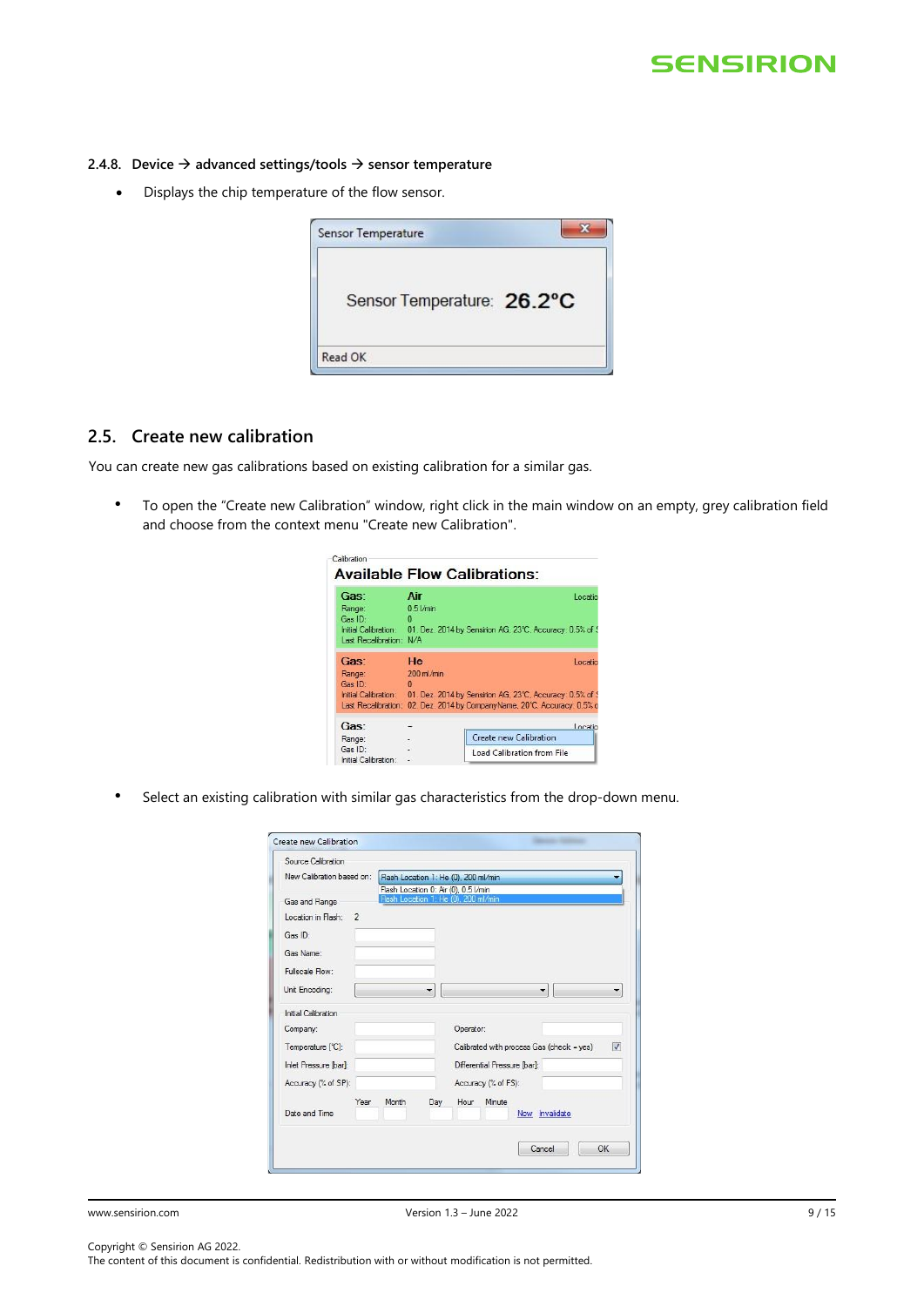#### 2.4.8. Device → advanced settings/tools → sensor temperature

- Displays the chip temperature of the flow sensor.

## 2.5. Create new calibration

You can create new gas calibrations based on existing calibration for a similar gas.

- To open the "Create new Calibration" window, right click in the main window on an empty, grey calibration field and choose from the context menu "Create new Calibration".

- Select an existing calibration with similar gas characteristics from the drop-down menu.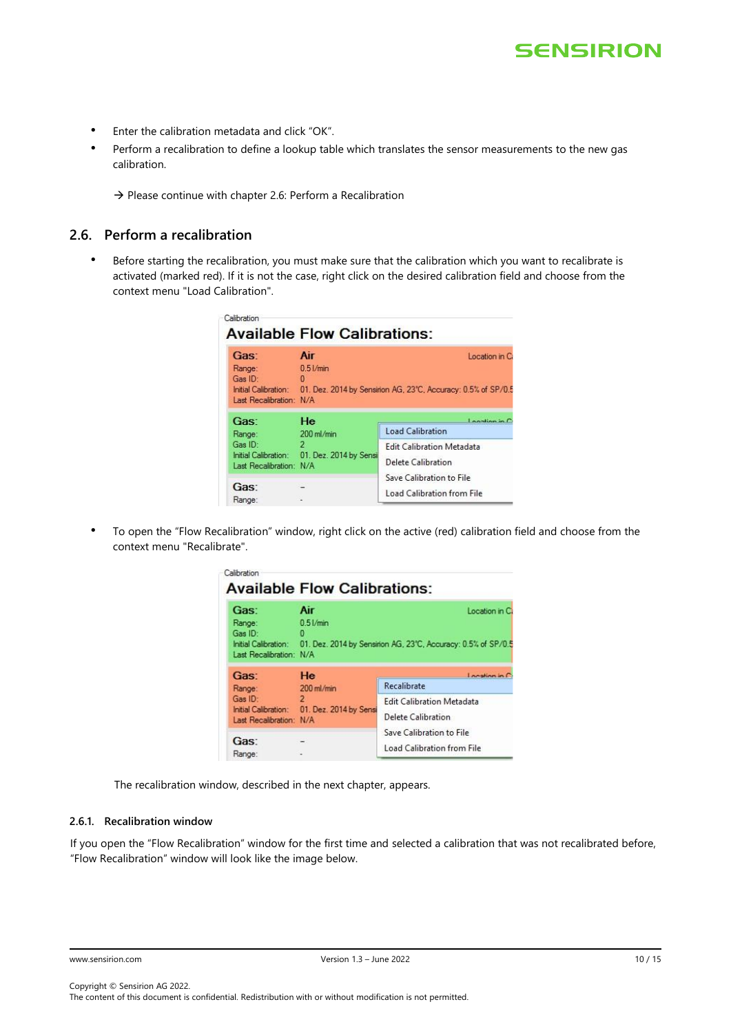- Enter the calibration metadata and click “OK”.
- Perform a recalibration to define a lookup table which translates the sensor measurements to the new gas calibration.

  → Please continue with chapter 2.6: Perform a Recalibration

## 2.6. Perform a recalibration

- Before starting the recalibration, you must make sure that the calibration which you want to recalibrate is activated (marked red). If it is not the case, right click on the desired calibration field and choose from the context menu "Load Calibration".

- To open the “Flow Recalibration” window, right click on the active (red) calibration field and choose from the context menu "Recalibrate".

  The recalibration window, described in the next chapter, appears.

### 2.6.1. Recalibration window

If you open the “Flow Recalibration” window for the first time and selected a calibration that was not recalibrated before, “Flow Recalibration” window will look like the image below.

Copyright © Sensirion AG 2022.
The content of this document is confidential. Redistribution with or without modification is not permitted.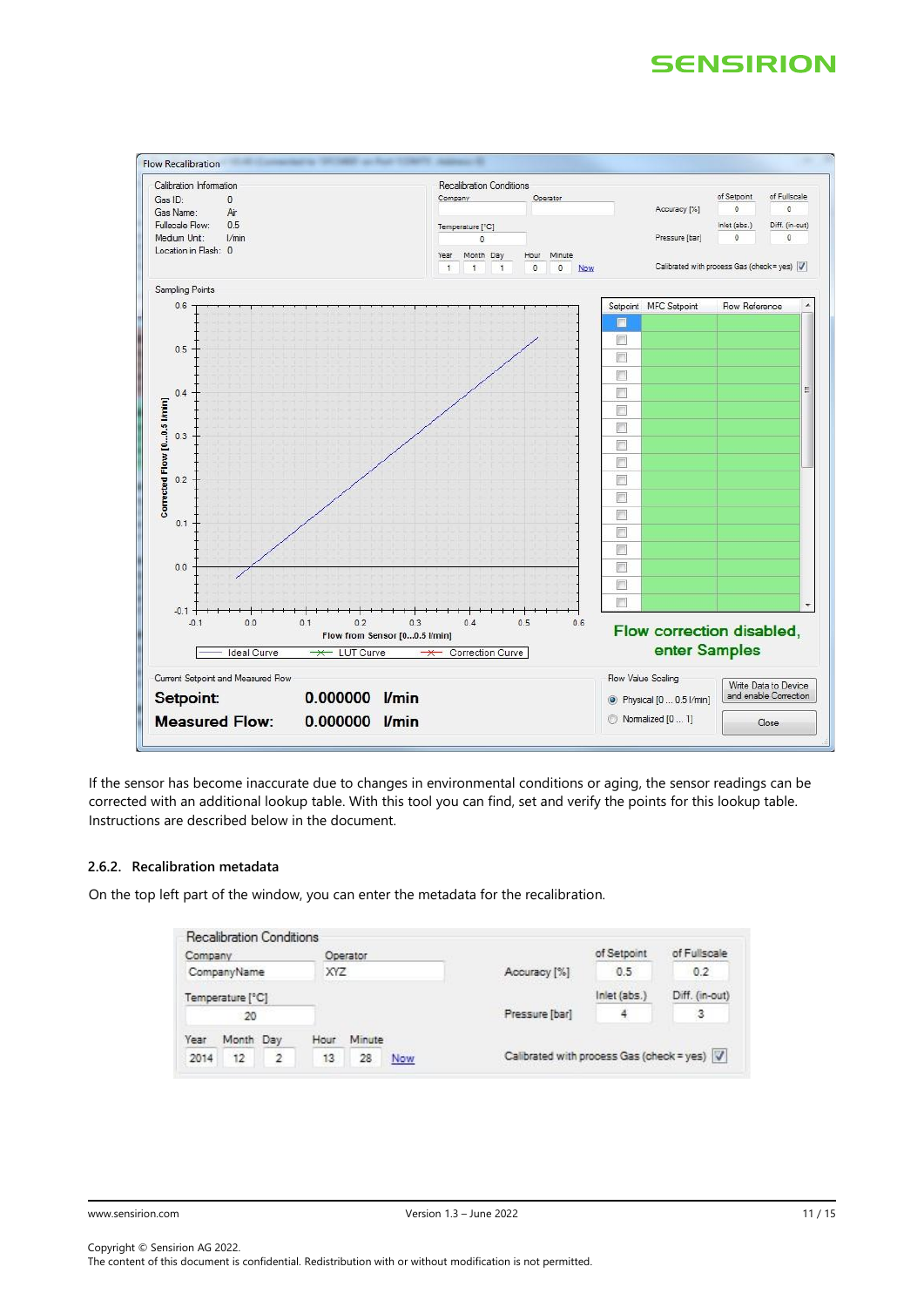If the sensor has become inaccurate due to changes in environmental conditions or aging, the sensor readings can be corrected with an additional lookup table. With this tool you can find, set and verify the points for this lookup table. Instructions are described below in the document.

### 2.6.2. Recalibration metadata

On the top left part of the window, you can enter the metadata for the recalibration.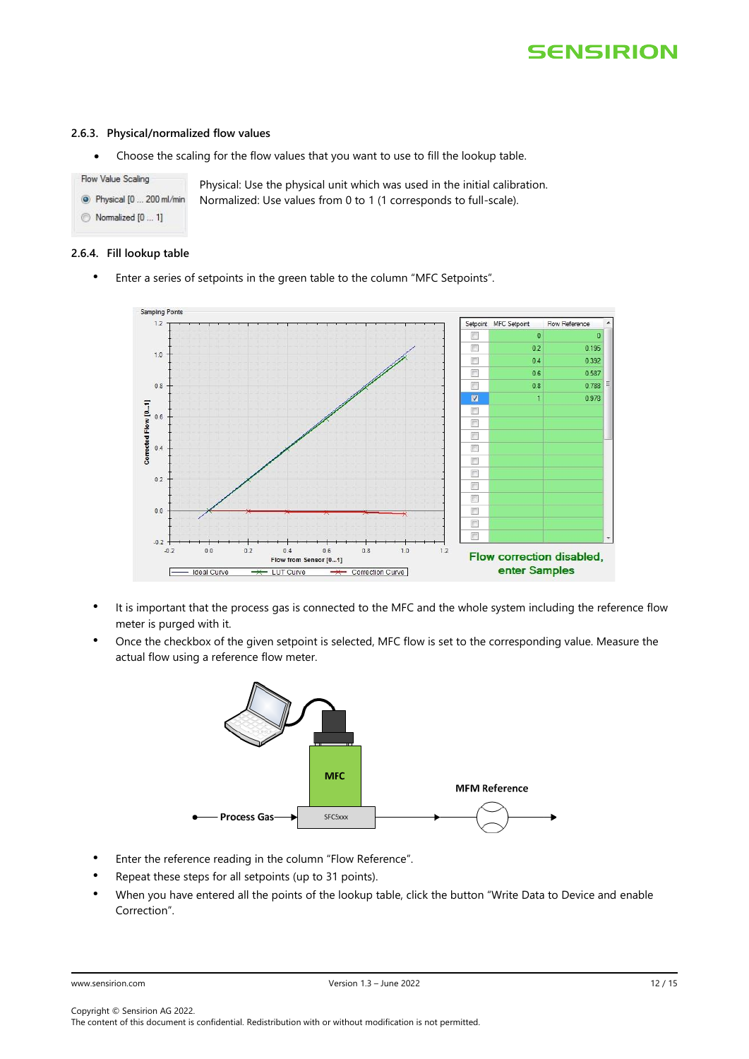### 2.6.3. Physical/normalized flow values

- Choose the scaling for the flow values that you want to use to fill the lookup table.

Flow Value Scaling
- Physical [0 ... 200 ml/min
- Normalized [0 ... 1]

Physical: Use the physical unit which was used in the initial calibration.
Normalized: Use values from 0 to 1 (1 corresponds to full-scale).

### 2.6.4. Fill lookup table

- Enter a series of setpoints in the green table to the column "MFC Setpoints".

| Setpoint | MFC Setpoint | Flow Reference |
|---|---|---|
| ☐ | 0 | 0 |
| ☐ | 0.2 | 0.195 |
| ☐ | 0.4 | 0.392 |
| ☐ | 0.6 | 0.587 |
| ☐ | 0.8 | 0.788 |
| ☑ | 1 | 0.978 |

Flow correction disabled, enter Samples

- It is important that the process gas is connected to the MFC and the whole system including the reference flow meter is purged with it.
- Once the checkbox of the given setpoint is selected, MFC flow is set to the corresponding value. Measure the actual flow using a reference flow meter.

- Enter the reference reading in the column "Flow Reference".
- Repeat these steps for all setpoints (up to 31 points).
- When you have entered all the points of the lookup table, click the button "Write Data to Device and enable Correction".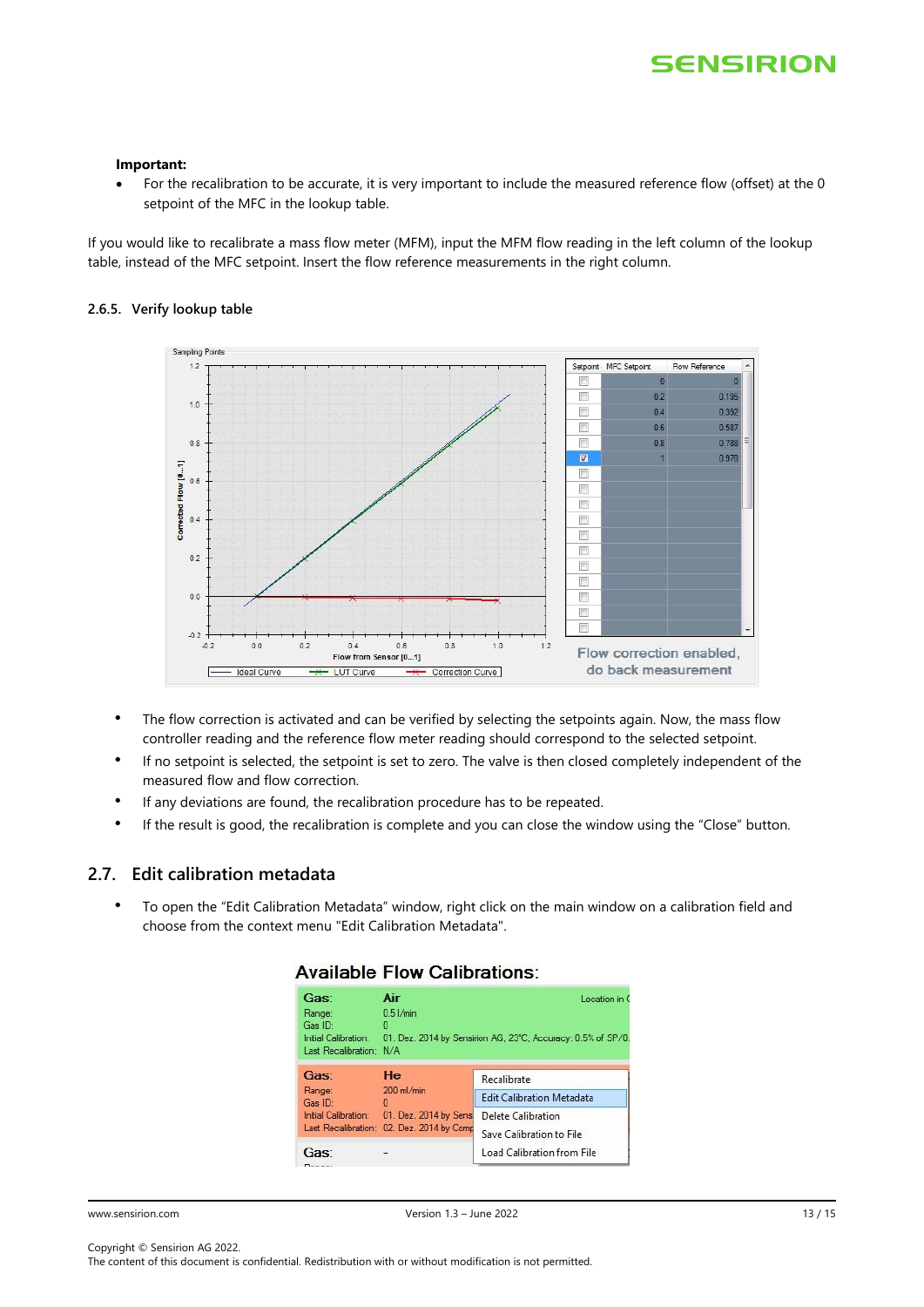**Important:**

- For the recalibration to be accurate, it is very important to include the measured reference flow (offset) at the 0 setpoint of the MFC in the lookup table.

If you would like to recalibrate a mass flow meter (MFM), input the MFM flow reading in the left column of the lookup table, instead of the MFC setpoint. Insert the flow reference measurements in the right column.

### 2.6.5. Verify lookup table

- The flow correction is activated and can be verified by selecting the setpoints again. Now, the mass flow controller reading and the reference flow meter reading should correspond to the selected setpoint.
- If no setpoint is selected, the setpoint is set to zero. The valve is then closed completely independent of the measured flow and flow correction.
- If any deviations are found, the recalibration procedure has to be repeated.
- If the result is good, the recalibration is complete and you can close the window using the "Close" button.

## 2.7. Edit calibration metadata

- To open the "Edit Calibration Metadata" window, right click on the main window on a calibration field and choose from the context menu "Edit Calibration Metadata".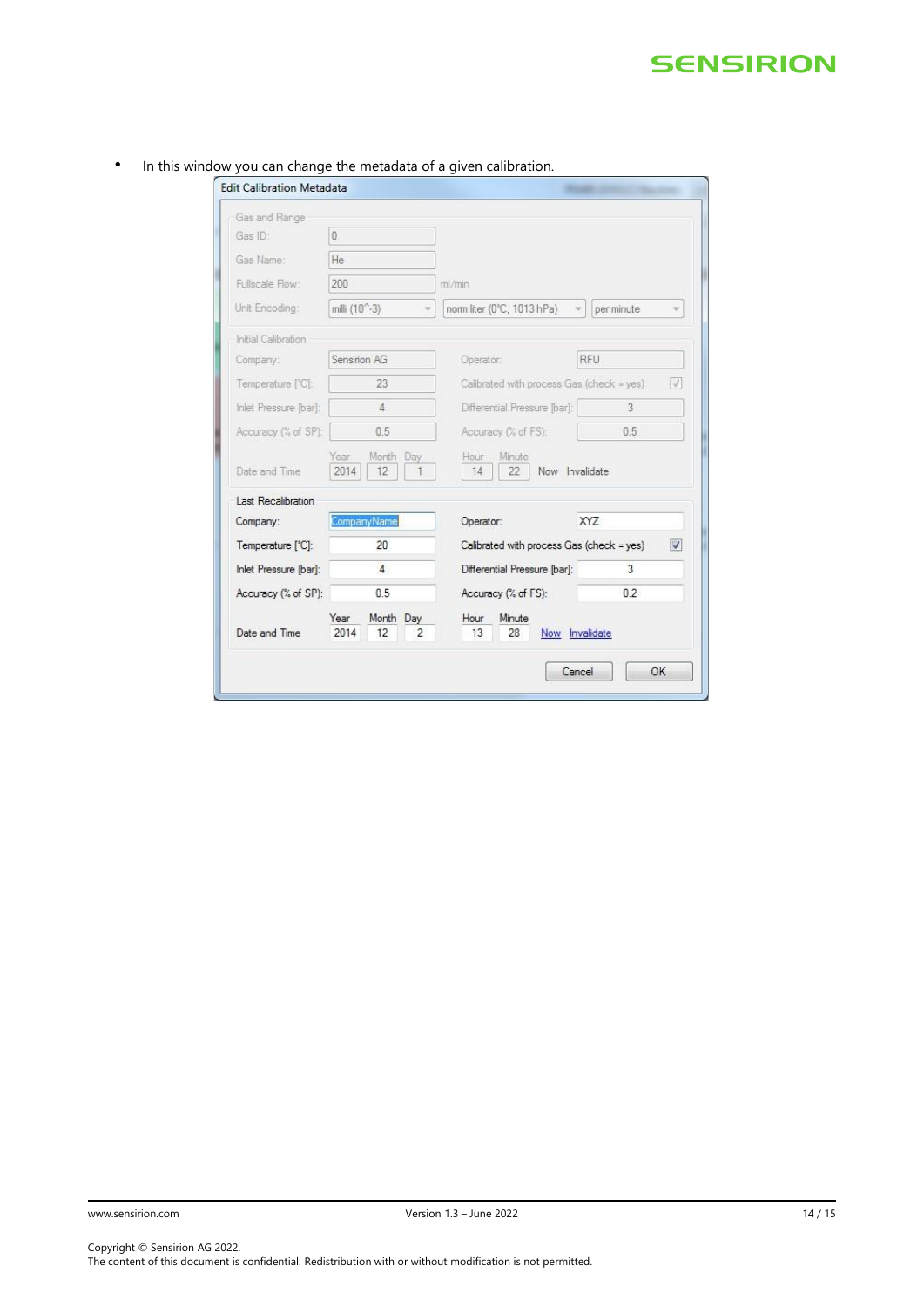- In this window you can change the metadata of a given calibration.

**Edit Calibration Metadata**

Gas and Range

| | | | |
|---|---|---|---|
| Gas ID: | 0 | | |
| Gas Name: | He | | |
| Fullscale Flow: | 200 | ml/min | |
| Unit Encoding: | milli (10^-3) | norm liter (0°C, 1013 hPa) | per minute |

Initial Calibration

| | | | |
|---|---|---|---|
| Company: | Sensirion AG | Operator: | RFU |
| Temperature [°C]: | 23 | Calibrated with process Gas (check = yes) | ☑ |
| Inlet Pressure [bar]: | 4 | Differential Pressure [bar]: | 3 |
| Accuracy (% of SP): | 0.5 | Accuracy (% of FS): | 0.5 |
| Date and Time | Year 2014, Month 12, Day 1 | Hour 14, Minute 22 | Now Invalidate |

Last Recalibration

| | | | |
|---|---|---|---|
| Company: | CompanyName | Operator: | XYZ |
| Temperature [°C]: | 20 | Calibrated with process Gas (check = yes) | ☑ |
| Inlet Pressure [bar]: | 4 | Differential Pressure [bar]: | 3 |
| Accuracy (% of SP): | 0.5 | Accuracy (% of FS): | 0.2 |
| Date and Time | Year 2014, Month 12, Day 2 | Hour 13, Minute 28 | Now Invalidate |

Cancel OK

Copyright © Sensirion AG 2022.
The content of this document is confidential. Redistribution with or without modification is not permitted.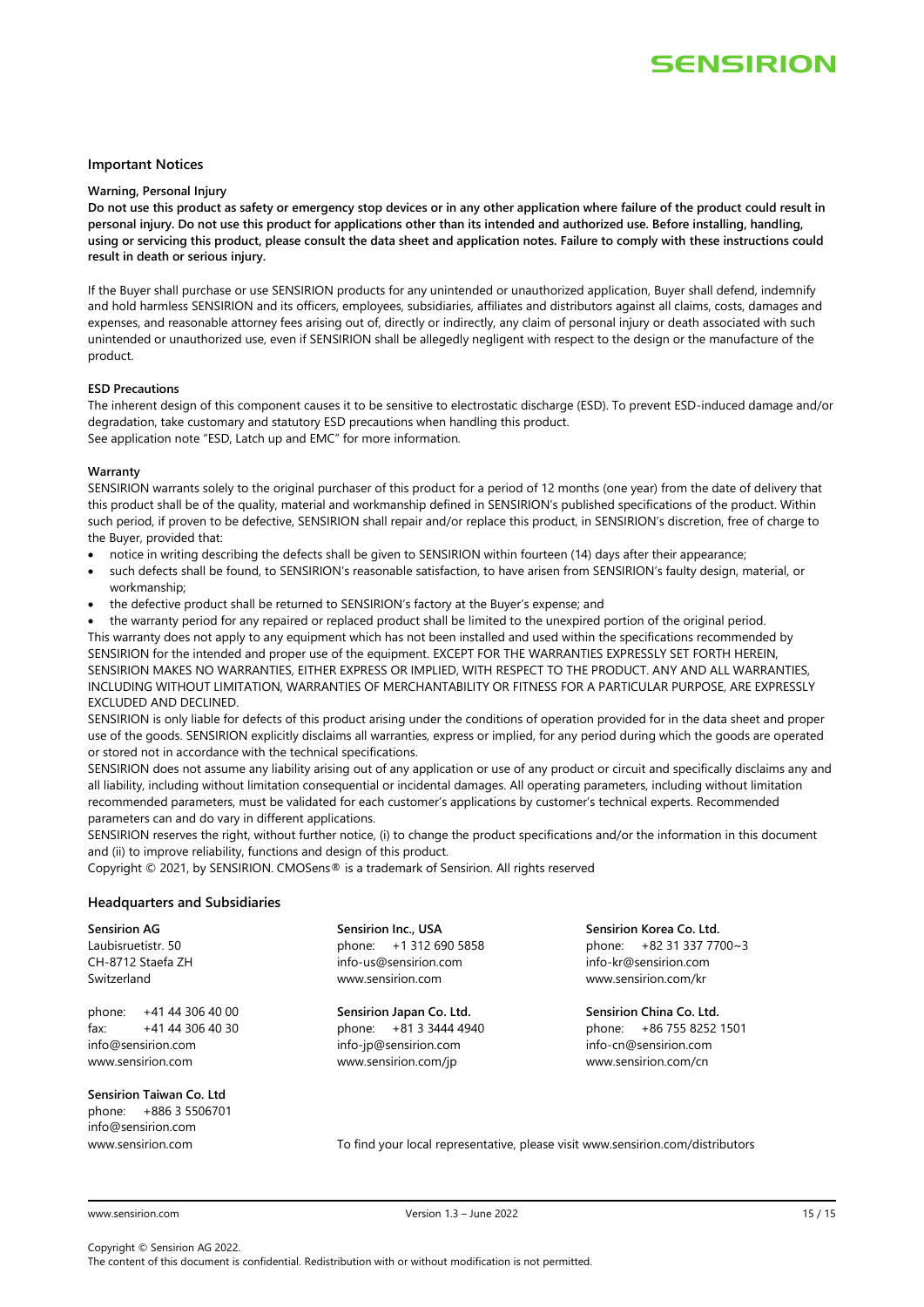## Important Notices

### Warning, Personal Injury

**Do not use this product as safety or emergency stop devices or in any other application where failure of the product could result in personal injury. Do not use this product for applications other than its intended and authorized use. Before installing, handling, using or servicing this product, please consult the data sheet and application notes. Failure to comply with these instructions could result in death or serious injury.**

If the Buyer shall purchase or use SENSIRION products for any unintended or unauthorized application, Buyer shall defend, indemnify and hold harmless SENSIRION and its officers, employees, subsidiaries, affiliates and distributors against all claims, costs, damages and expenses, and reasonable attorney fees arising out of, directly or indirectly, any claim of personal injury or death associated with such unintended or unauthorized use, even if SENSIRION shall be allegedly negligent with respect to the design or the manufacture of the product.

### ESD Precautions

The inherent design of this component causes it to be sensitive to electrostatic discharge (ESD). To prevent ESD-induced damage and/or degradation, take customary and statutory ESD precautions when handling this product.
See application note "ESD, Latch up and EMC" for more information.

### Warranty

SENSIRION warrants solely to the original purchaser of this product for a period of 12 months (one year) from the date of delivery that this product shall be of the quality, material and workmanship defined in SENSIRION's published specifications of the product. Within such period, if proven to be defective, SENSIRION shall repair and/or replace this product, in SENSIRION's discretion, free of charge to the Buyer, provided that:

- notice in writing describing the defects shall be given to SENSIRION within fourteen (14) days after their appearance;
- such defects shall be found, to SENSIRION's reasonable satisfaction, to have arisen from SENSIRION's faulty design, material, or workmanship;
- the defective product shall be returned to SENSIRION's factory at the Buyer's expense; and
- the warranty period for any repaired or replaced product shall be limited to the unexpired portion of the original period.

This warranty does not apply to any equipment which has not been installed and used within the specifications recommended by SENSIRION for the intended and proper use of the equipment. EXCEPT FOR THE WARRANTIES EXPRESSLY SET FORTH HEREIN, SENSIRION MAKES NO WARRANTIES, EITHER EXPRESS OR IMPLIED, WITH RESPECT TO THE PRODUCT. ANY AND ALL WARRANTIES, INCLUDING WITHOUT LIMITATION, WARRANTIES OF MERCHANTABILITY OR FITNESS FOR A PARTICULAR PURPOSE, ARE EXPRESSLY EXCLUDED AND DECLINED.

SENSIRION is only liable for defects of this product arising under the conditions of operation provided for in the data sheet and proper use of the goods. SENSIRION explicitly disclaims all warranties, express or implied, for any period during which the goods are operated or stored not in accordance with the technical specifications.

SENSIRION does not assume any liability arising out of any application or use of any product or circuit and specifically disclaims any and all liability, including without limitation consequential or incidental damages. All operating parameters, including without limitation recommended parameters, must be validated for each customer's applications by customer's technical experts. Recommended parameters can and do vary in different applications.

SENSIRION reserves the right, without further notice, (i) to change the product specifications and/or the information in this document and (ii) to improve reliability, functions and design of this product.

Copyright © 2021, by SENSIRION. CMOSens® is a trademark of Sensirion. All rights reserved

## Headquarters and Subsidiaries

**Sensirion AG**
Laubisruetistr. 50
CH-8712 Staefa ZH
Switzerland

phone: +41 44 306 40 00
fax: +41 44 306 40 30
info@sensirion.com
www.sensirion.com

**Sensirion Taiwan Co. Ltd**
phone: +886 3 5506701
info@sensirion.com
www.sensirion.com

**Sensirion Inc., USA**
phone: +1 312 690 5858
info-us@sensirion.com
www.sensirion.com

**Sensirion Japan Co. Ltd.**
phone: +81 3 3444 4940
info-jp@sensirion.com
www.sensirion.com/jp

**Sensirion Korea Co. Ltd.**
phone: +82 31 337 7700~3
info-kr@sensirion.com
www.sensirion.com/kr

**Sensirion China Co. Ltd.**
phone: +86 755 8252 1501
info-cn@sensirion.com
www.sensirion.com/cn

To find your local representative, please visit www.sensirion.com/distributors